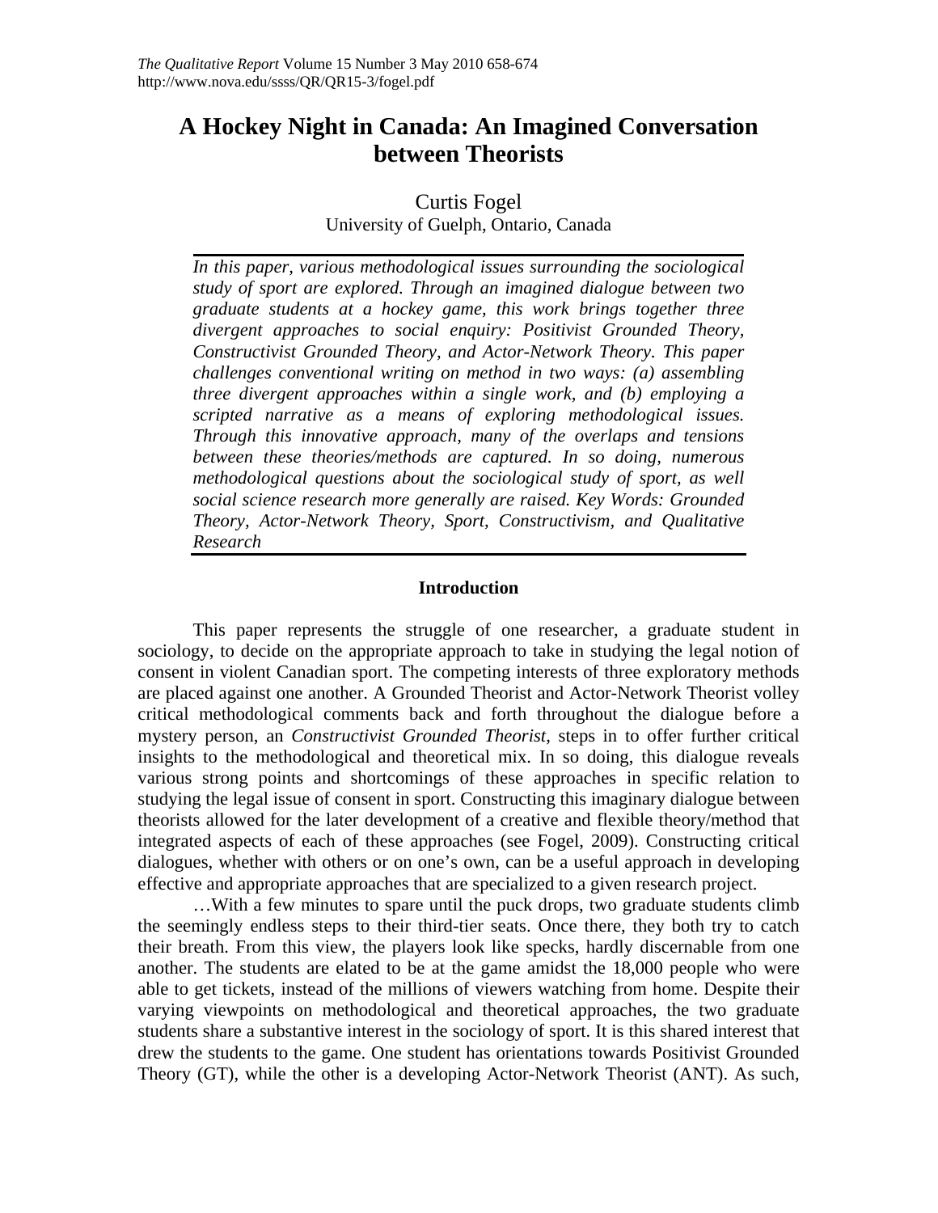# A Hockey Night in Canada: An Imagined Conversation between Theorists

Curtis Fogel
University of Guelph, Ontario, Canada

*In this paper, various methodological issues surrounding the sociological study of sport are explored. Through an imagined dialogue between two graduate students at a hockey game, this work brings together three divergent approaches to social enquiry: Positivist Grounded Theory, Constructivist Grounded Theory, and Actor-Network Theory. This paper challenges conventional writing on method in two ways: (a) assembling three divergent approaches within a single work, and (b) employing a scripted narrative as a means of exploring methodological issues. Through this innovative approach, many of the overlaps and tensions between these theories/methods are captured. In so doing, numerous methodological questions about the sociological study of sport, as well social science research more generally are raised. Key Words: Grounded Theory, Actor-Network Theory, Sport, Constructivism, and Qualitative Research*

## Introduction

This paper represents the struggle of one researcher, a graduate student in sociology, to decide on the appropriate approach to take in studying the legal notion of consent in violent Canadian sport. The competing interests of three exploratory methods are placed against one another. A Grounded Theorist and Actor-Network Theorist volley critical methodological comments back and forth throughout the dialogue before a mystery person, an *Constructivist Grounded Theorist*, steps in to offer further critical insights to the methodological and theoretical mix. In so doing, this dialogue reveals various strong points and shortcomings of these approaches in specific relation to studying the legal issue of consent in sport. Constructing this imaginary dialogue between theorists allowed for the later development of a creative and flexible theory/method that integrated aspects of each of these approaches (see Fogel, 2009). Constructing critical dialogues, whether with others or on one's own, can be a useful approach in developing effective and appropriate approaches that are specialized to a given research project.

…With a few minutes to spare until the puck drops, two graduate students climb the seemingly endless steps to their third-tier seats. Once there, they both try to catch their breath. From this view, the players look like specks, hardly discernable from one another. The students are elated to be at the game amidst the 18,000 people who were able to get tickets, instead of the millions of viewers watching from home. Despite their varying viewpoints on methodological and theoretical approaches, the two graduate students share a substantive interest in the sociology of sport. It is this shared interest that drew the students to the game. One student has orientations towards Positivist Grounded Theory (GT), while the other is a developing Actor-Network Theorist (ANT). As such,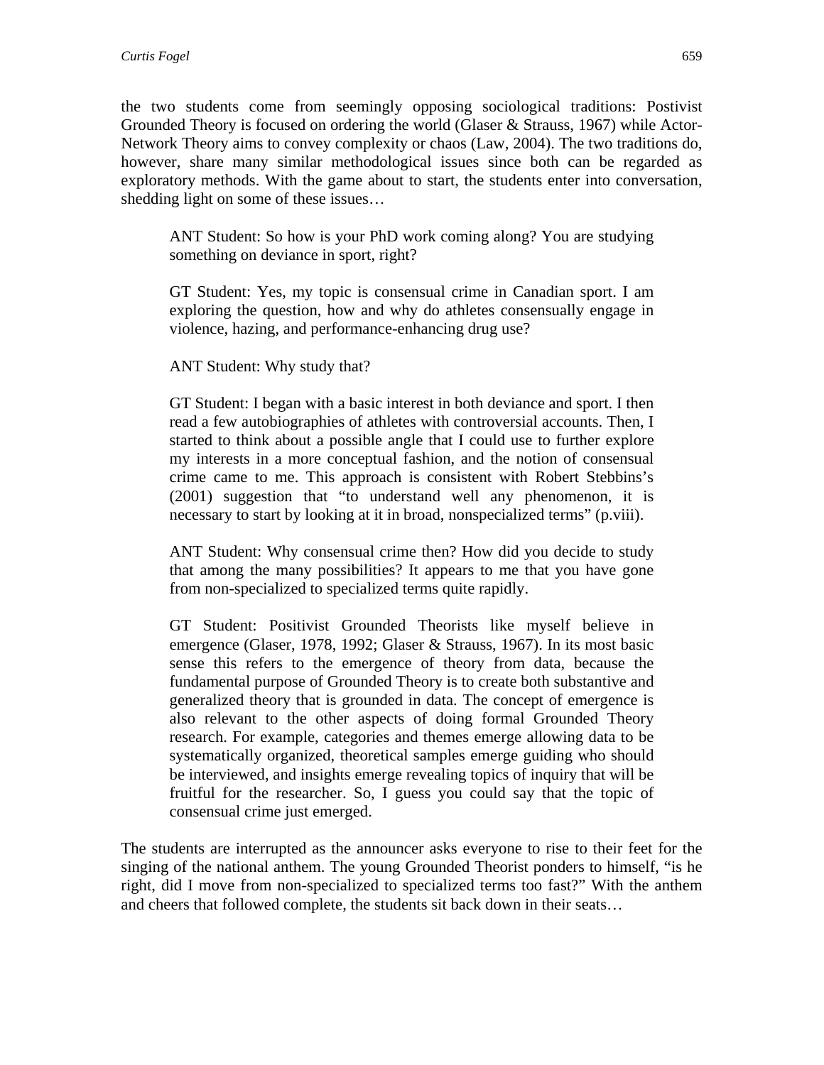the two students come from seemingly opposing sociological traditions: Postivist Grounded Theory is focused on ordering the world (Glaser & Strauss, 1967) while Actor-Network Theory aims to convey complexity or chaos (Law, 2004). The two traditions do, however, share many similar methodological issues since both can be regarded as exploratory methods. With the game about to start, the students enter into conversation, shedding light on some of these issues…

> ANT Student: So how is your PhD work coming along? You are studying something on deviance in sport, right?
>
> GT Student: Yes, my topic is consensual crime in Canadian sport. I am exploring the question, how and why do athletes consensually engage in violence, hazing, and performance-enhancing drug use?
>
> ANT Student: Why study that?
>
> GT Student: I began with a basic interest in both deviance and sport. I then read a few autobiographies of athletes with controversial accounts. Then, I started to think about a possible angle that I could use to further explore my interests in a more conceptual fashion, and the notion of consensual crime came to me. This approach is consistent with Robert Stebbins's (2001) suggestion that "to understand well any phenomenon, it is necessary to start by looking at it in broad, nonspecialized terms" (p.viii).
>
> ANT Student: Why consensual crime then? How did you decide to study that among the many possibilities? It appears to me that you have gone from non-specialized to specialized terms quite rapidly.
>
> GT Student: Positivist Grounded Theorists like myself believe in emergence (Glaser, 1978, 1992; Glaser & Strauss, 1967). In its most basic sense this refers to the emergence of theory from data, because the fundamental purpose of Grounded Theory is to create both substantive and generalized theory that is grounded in data. The concept of emergence is also relevant to the other aspects of doing formal Grounded Theory research. For example, categories and themes emerge allowing data to be systematically organized, theoretical samples emerge guiding who should be interviewed, and insights emerge revealing topics of inquiry that will be fruitful for the researcher. So, I guess you could say that the topic of consensual crime just emerged.

The students are interrupted as the announcer asks everyone to rise to their feet for the singing of the national anthem. The young Grounded Theorist ponders to himself, "is he right, did I move from non-specialized to specialized terms too fast?" With the anthem and cheers that followed complete, the students sit back down in their seats…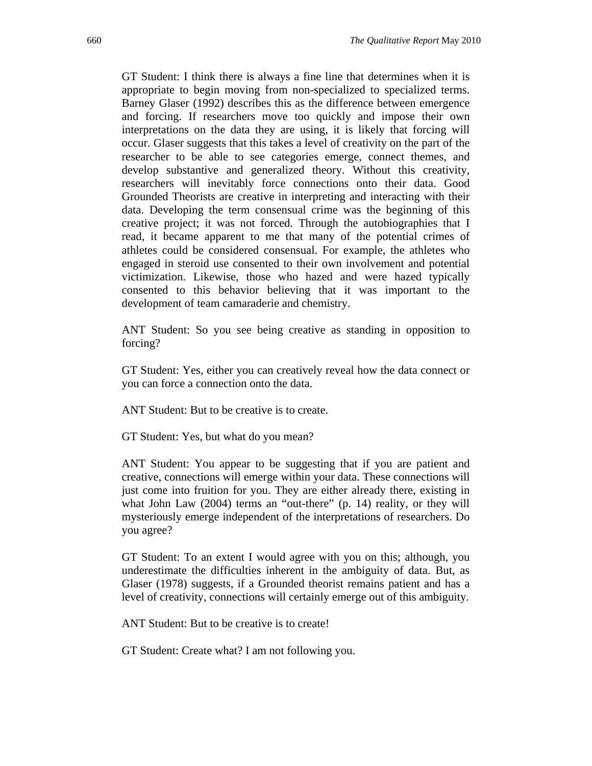GT Student: I think there is always a fine line that determines when it is appropriate to begin moving from non-specialized to specialized terms. Barney Glaser (1992) describes this as the difference between emergence and forcing. If researchers move too quickly and impose their own interpretations on the data they are using, it is likely that forcing will occur. Glaser suggests that this takes a level of creativity on the part of the researcher to be able to see categories emerge, connect themes, and develop substantive and generalized theory. Without this creativity, researchers will inevitably force connections onto their data. Good Grounded Theorists are creative in interpreting and interacting with their data. Developing the term consensual crime was the beginning of this creative project; it was not forced. Through the autobiographies that I read, it became apparent to me that many of the potential crimes of athletes could be considered consensual. For example, the athletes who engaged in steroid use consented to their own involvement and potential victimization. Likewise, those who hazed and were hazed typically consented to this behavior believing that it was important to the development of team camaraderie and chemistry.

ANT Student: So you see being creative as standing in opposition to forcing?

GT Student: Yes, either you can creatively reveal how the data connect or you can force a connection onto the data.

ANT Student: But to be creative is to create.

GT Student: Yes, but what do you mean?

ANT Student: You appear to be suggesting that if you are patient and creative, connections will emerge within your data. These connections will just come into fruition for you. They are either already there, existing in what John Law (2004) terms an "out-there" (p. 14) reality, or they will mysteriously emerge independent of the interpretations of researchers. Do you agree?

GT Student: To an extent I would agree with you on this; although, you underestimate the difficulties inherent in the ambiguity of data. But, as Glaser (1978) suggests, if a Grounded theorist remains patient and has a level of creativity, connections will certainly emerge out of this ambiguity.

ANT Student: But to be creative is to create!

GT Student: Create what? I am not following you.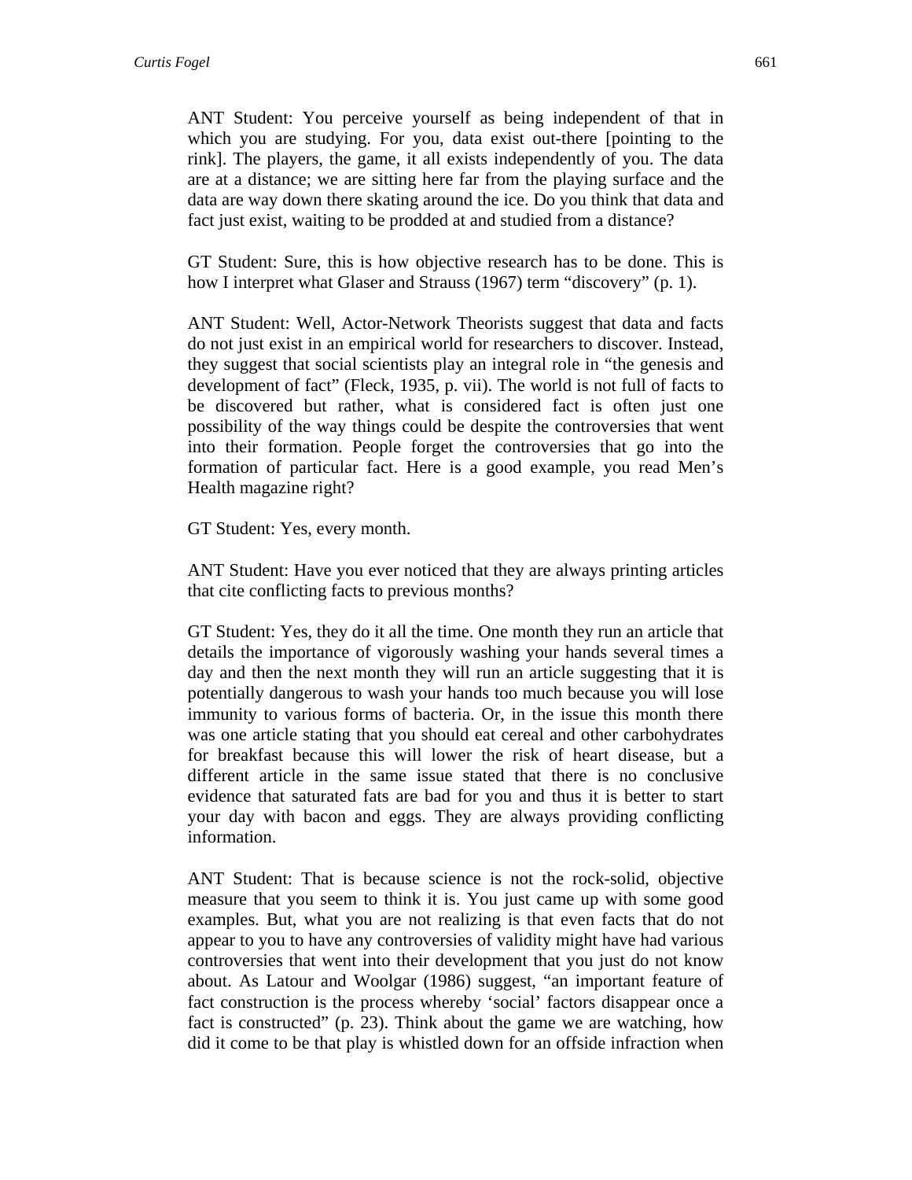ANT Student: You perceive yourself as being independent of that in which you are studying. For you, data exist out-there [pointing to the rink]. The players, the game, it all exists independently of you. The data are at a distance; we are sitting here far from the playing surface and the data are way down there skating around the ice. Do you think that data and fact just exist, waiting to be prodded at and studied from a distance?

GT Student: Sure, this is how objective research has to be done. This is how I interpret what Glaser and Strauss (1967) term "discovery" (p. 1).

ANT Student: Well, Actor-Network Theorists suggest that data and facts do not just exist in an empirical world for researchers to discover. Instead, they suggest that social scientists play an integral role in "the genesis and development of fact" (Fleck, 1935, p. vii). The world is not full of facts to be discovered but rather, what is considered fact is often just one possibility of the way things could be despite the controversies that went into their formation. People forget the controversies that go into the formation of particular fact. Here is a good example, you read Men's Health magazine right?

GT Student: Yes, every month.

ANT Student: Have you ever noticed that they are always printing articles that cite conflicting facts to previous months?

GT Student: Yes, they do it all the time. One month they run an article that details the importance of vigorously washing your hands several times a day and then the next month they will run an article suggesting that it is potentially dangerous to wash your hands too much because you will lose immunity to various forms of bacteria. Or, in the issue this month there was one article stating that you should eat cereal and other carbohydrates for breakfast because this will lower the risk of heart disease, but a different article in the same issue stated that there is no conclusive evidence that saturated fats are bad for you and thus it is better to start your day with bacon and eggs. They are always providing conflicting information.

ANT Student: That is because science is not the rock-solid, objective measure that you seem to think it is. You just came up with some good examples. But, what you are not realizing is that even facts that do not appear to you to have any controversies of validity might have had various controversies that went into their development that you just do not know about. As Latour and Woolgar (1986) suggest, "an important feature of fact construction is the process whereby 'social' factors disappear once a fact is constructed" (p. 23). Think about the game we are watching, how did it come to be that play is whistled down for an offside infraction when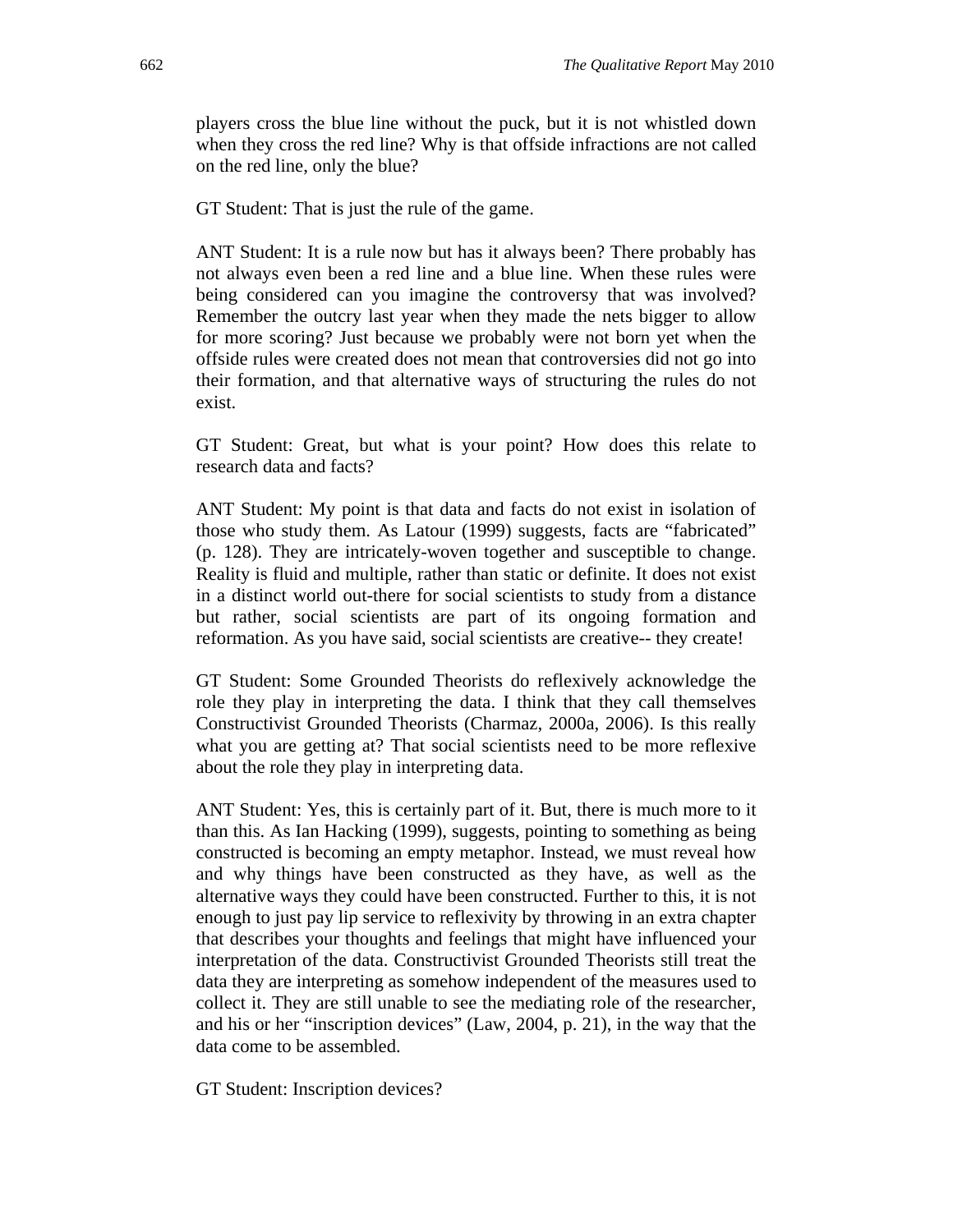players cross the blue line without the puck, but it is not whistled down when they cross the red line? Why is that offside infractions are not called on the red line, only the blue?

GT Student: That is just the rule of the game.

ANT Student: It is a rule now but has it always been? There probably has not always even been a red line and a blue line. When these rules were being considered can you imagine the controversy that was involved? Remember the outcry last year when they made the nets bigger to allow for more scoring? Just because we probably were not born yet when the offside rules were created does not mean that controversies did not go into their formation, and that alternative ways of structuring the rules do not exist.

GT Student: Great, but what is your point? How does this relate to research data and facts?

ANT Student: My point is that data and facts do not exist in isolation of those who study them. As Latour (1999) suggests, facts are "fabricated" (p. 128). They are intricately-woven together and susceptible to change. Reality is fluid and multiple, rather than static or definite. It does not exist in a distinct world out-there for social scientists to study from a distance but rather, social scientists are part of its ongoing formation and reformation. As you have said, social scientists are creative-- they create!

GT Student: Some Grounded Theorists do reflexively acknowledge the role they play in interpreting the data. I think that they call themselves Constructivist Grounded Theorists (Charmaz, 2000a, 2006). Is this really what you are getting at? That social scientists need to be more reflexive about the role they play in interpreting data.

ANT Student: Yes, this is certainly part of it. But, there is much more to it than this. As Ian Hacking (1999), suggests, pointing to something as being constructed is becoming an empty metaphor. Instead, we must reveal how and why things have been constructed as they have, as well as the alternative ways they could have been constructed. Further to this, it is not enough to just pay lip service to reflexivity by throwing in an extra chapter that describes your thoughts and feelings that might have influenced your interpretation of the data. Constructivist Grounded Theorists still treat the data they are interpreting as somehow independent of the measures used to collect it. They are still unable to see the mediating role of the researcher, and his or her "inscription devices" (Law, 2004, p. 21), in the way that the data come to be assembled.

GT Student: Inscription devices?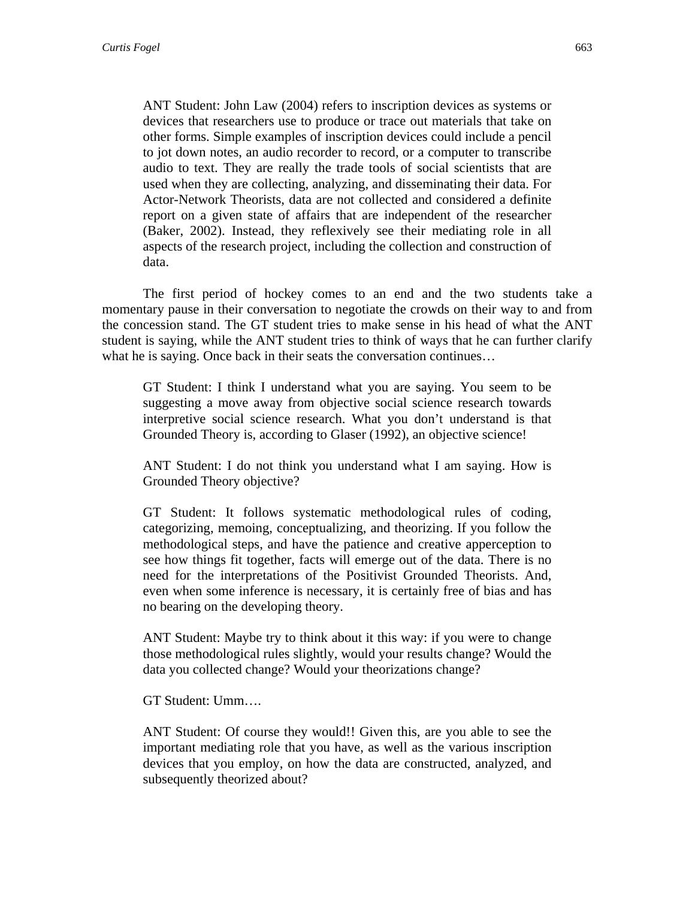> ANT Student: John Law (2004) refers to inscription devices as systems or devices that researchers use to produce or trace out materials that take on other forms. Simple examples of inscription devices could include a pencil to jot down notes, an audio recorder to record, or a computer to transcribe audio to text. They are really the trade tools of social scientists that are used when they are collecting, analyzing, and disseminating their data. For Actor-Network Theorists, data are not collected and considered a definite report on a given state of affairs that are independent of the researcher (Baker, 2002). Instead, they reflexively see their mediating role in all aspects of the research project, including the collection and construction of data.

The first period of hockey comes to an end and the two students take a momentary pause in their conversation to negotiate the crowds on their way to and from the concession stand. The GT student tries to make sense in his head of what the ANT student is saying, while the ANT student tries to think of ways that he can further clarify what he is saying. Once back in their seats the conversation continues…

> GT Student: I think I understand what you are saying. You seem to be suggesting a move away from objective social science research towards interpretive social science research. What you don't understand is that Grounded Theory is, according to Glaser (1992), an objective science!
>
> ANT Student: I do not think you understand what I am saying. How is Grounded Theory objective?
>
> GT Student: It follows systematic methodological rules of coding, categorizing, memoing, conceptualizing, and theorizing. If you follow the methodological steps, and have the patience and creative apperception to see how things fit together, facts will emerge out of the data. There is no need for the interpretations of the Positivist Grounded Theorists. And, even when some inference is necessary, it is certainly free of bias and has no bearing on the developing theory.
>
> ANT Student: Maybe try to think about it this way: if you were to change those methodological rules slightly, would your results change? Would the data you collected change? Would your theorizations change?
>
> GT Student: Umm….
>
> ANT Student: Of course they would!! Given this, are you able to see the important mediating role that you have, as well as the various inscription devices that you employ, on how the data are constructed, analyzed, and subsequently theorized about?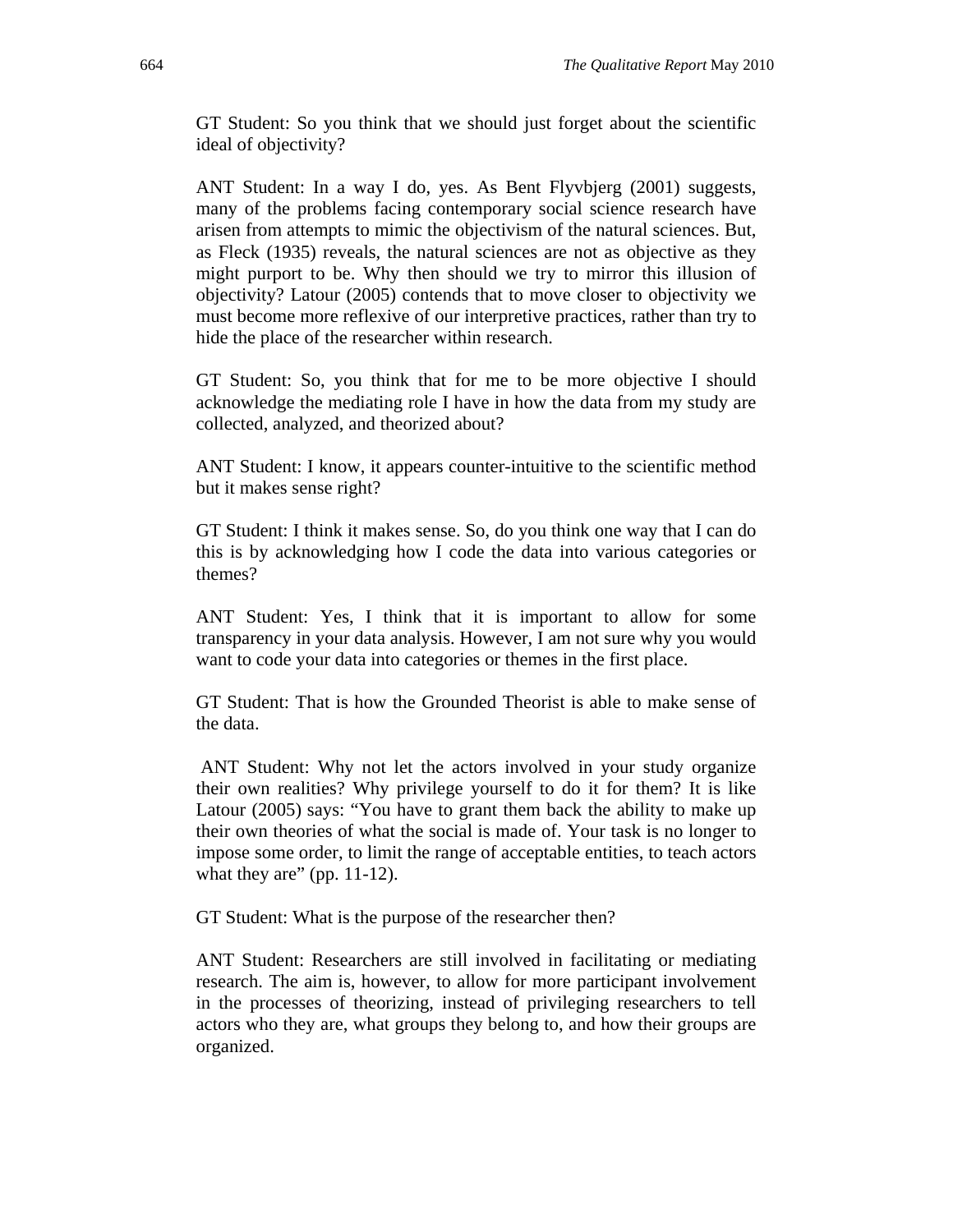GT Student: So you think that we should just forget about the scientific ideal of objectivity?

ANT Student: In a way I do, yes. As Bent Flyvbjerg (2001) suggests, many of the problems facing contemporary social science research have arisen from attempts to mimic the objectivism of the natural sciences. But, as Fleck (1935) reveals, the natural sciences are not as objective as they might purport to be. Why then should we try to mirror this illusion of objectivity? Latour (2005) contends that to move closer to objectivity we must become more reflexive of our interpretive practices, rather than try to hide the place of the researcher within research.

GT Student: So, you think that for me to be more objective I should acknowledge the mediating role I have in how the data from my study are collected, analyzed, and theorized about?

ANT Student: I know, it appears counter-intuitive to the scientific method but it makes sense right?

GT Student: I think it makes sense. So, do you think one way that I can do this is by acknowledging how I code the data into various categories or themes?

ANT Student: Yes, I think that it is important to allow for some transparency in your data analysis. However, I am not sure why you would want to code your data into categories or themes in the first place.

GT Student: That is how the Grounded Theorist is able to make sense of the data.

ANT Student: Why not let the actors involved in your study organize their own realities? Why privilege yourself to do it for them? It is like Latour (2005) says: "You have to grant them back the ability to make up their own theories of what the social is made of. Your task is no longer to impose some order, to limit the range of acceptable entities, to teach actors what they are" (pp. 11-12).

GT Student: What is the purpose of the researcher then?

ANT Student: Researchers are still involved in facilitating or mediating research. The aim is, however, to allow for more participant involvement in the processes of theorizing, instead of privileging researchers to tell actors who they are, what groups they belong to, and how their groups are organized.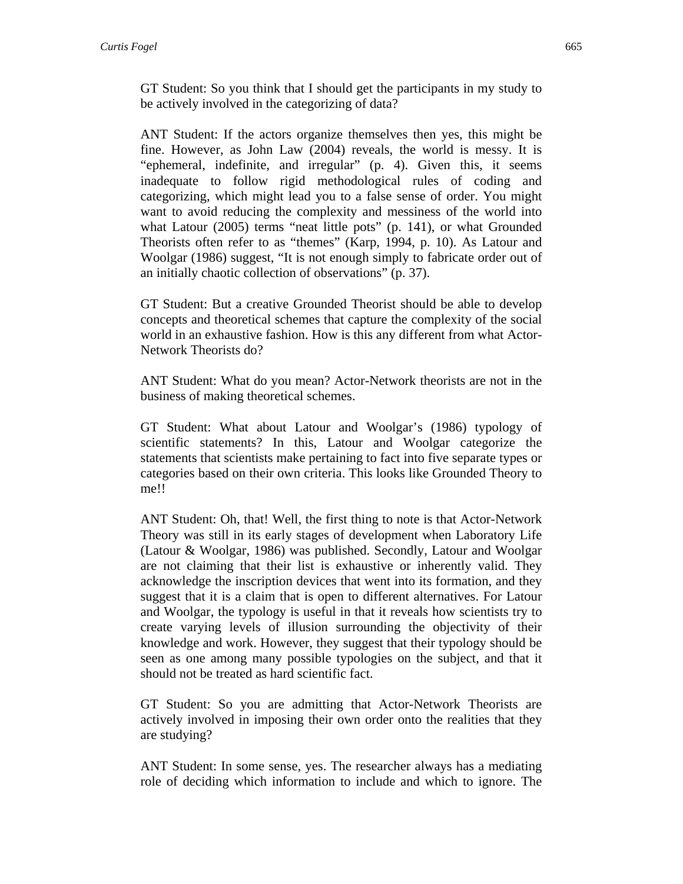GT Student: So you think that I should get the participants in my study to be actively involved in the categorizing of data?

ANT Student: If the actors organize themselves then yes, this might be fine. However, as John Law (2004) reveals, the world is messy. It is "ephemeral, indefinite, and irregular" (p. 4). Given this, it seems inadequate to follow rigid methodological rules of coding and categorizing, which might lead you to a false sense of order. You might want to avoid reducing the complexity and messiness of the world into what Latour (2005) terms "neat little pots" (p. 141), or what Grounded Theorists often refer to as "themes" (Karp, 1994, p. 10). As Latour and Woolgar (1986) suggest, "It is not enough simply to fabricate order out of an initially chaotic collection of observations" (p. 37).

GT Student: But a creative Grounded Theorist should be able to develop concepts and theoretical schemes that capture the complexity of the social world in an exhaustive fashion. How is this any different from what Actor-Network Theorists do?

ANT Student: What do you mean? Actor-Network theorists are not in the business of making theoretical schemes.

GT Student: What about Latour and Woolgar's (1986) typology of scientific statements? In this, Latour and Woolgar categorize the statements that scientists make pertaining to fact into five separate types or categories based on their own criteria. This looks like Grounded Theory to me!!

ANT Student: Oh, that! Well, the first thing to note is that Actor-Network Theory was still in its early stages of development when Laboratory Life (Latour & Woolgar, 1986) was published. Secondly, Latour and Woolgar are not claiming that their list is exhaustive or inherently valid. They acknowledge the inscription devices that went into its formation, and they suggest that it is a claim that is open to different alternatives. For Latour and Woolgar, the typology is useful in that it reveals how scientists try to create varying levels of illusion surrounding the objectivity of their knowledge and work. However, they suggest that their typology should be seen as one among many possible typologies on the subject, and that it should not be treated as hard scientific fact.

GT Student: So you are admitting that Actor-Network Theorists are actively involved in imposing their own order onto the realities that they are studying?

ANT Student: In some sense, yes. The researcher always has a mediating role of deciding which information to include and which to ignore. The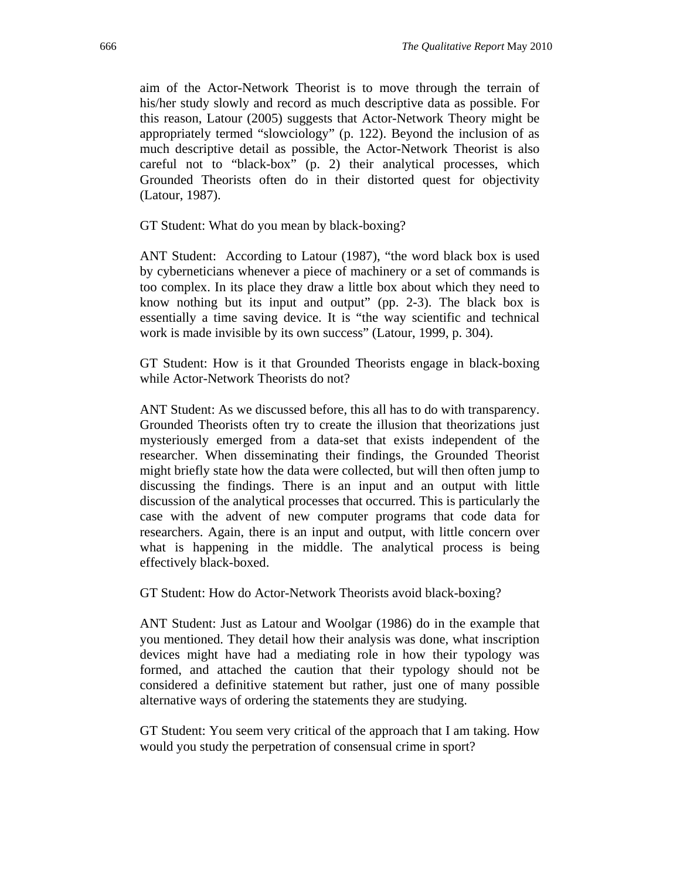aim of the Actor-Network Theorist is to move through the terrain of his/her study slowly and record as much descriptive data as possible. For this reason, Latour (2005) suggests that Actor-Network Theory might be appropriately termed "slowciology" (p. 122). Beyond the inclusion of as much descriptive detail as possible, the Actor-Network Theorist is also careful not to "black-box" (p. 2) their analytical processes, which Grounded Theorists often do in their distorted quest for objectivity (Latour, 1987).

GT Student: What do you mean by black-boxing?

ANT Student: According to Latour (1987), "the word black box is used by cyberneticians whenever a piece of machinery or a set of commands is too complex. In its place they draw a little box about which they need to know nothing but its input and output" (pp. 2-3). The black box is essentially a time saving device. It is "the way scientific and technical work is made invisible by its own success" (Latour, 1999, p. 304).

GT Student: How is it that Grounded Theorists engage in black-boxing while Actor-Network Theorists do not?

ANT Student: As we discussed before, this all has to do with transparency. Grounded Theorists often try to create the illusion that theorizations just mysteriously emerged from a data-set that exists independent of the researcher. When disseminating their findings, the Grounded Theorist might briefly state how the data were collected, but will then often jump to discussing the findings. There is an input and an output with little discussion of the analytical processes that occurred. This is particularly the case with the advent of new computer programs that code data for researchers. Again, there is an input and output, with little concern over what is happening in the middle. The analytical process is being effectively black-boxed.

GT Student: How do Actor-Network Theorists avoid black-boxing?

ANT Student: Just as Latour and Woolgar (1986) do in the example that you mentioned. They detail how their analysis was done, what inscription devices might have had a mediating role in how their typology was formed, and attached the caution that their typology should not be considered a definitive statement but rather, just one of many possible alternative ways of ordering the statements they are studying.

GT Student: You seem very critical of the approach that I am taking. How would you study the perpetration of consensual crime in sport?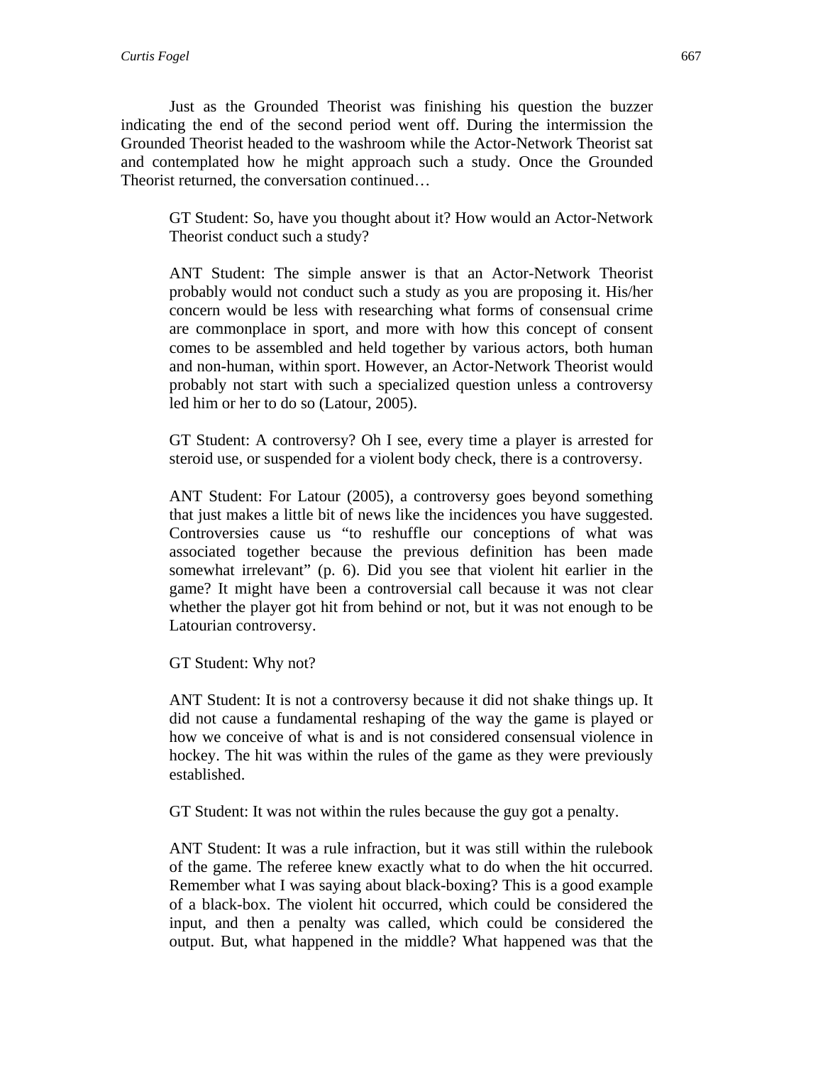Just as the Grounded Theorist was finishing his question the buzzer indicating the end of the second period went off. During the intermission the Grounded Theorist headed to the washroom while the Actor-Network Theorist sat and contemplated how he might approach such a study. Once the Grounded Theorist returned, the conversation continued…

> GT Student: So, have you thought about it? How would an Actor-Network Theorist conduct such a study?
>
> ANT Student: The simple answer is that an Actor-Network Theorist probably would not conduct such a study as you are proposing it. His/her concern would be less with researching what forms of consensual crime are commonplace in sport, and more with how this concept of consent comes to be assembled and held together by various actors, both human and non-human, within sport. However, an Actor-Network Theorist would probably not start with such a specialized question unless a controversy led him or her to do so (Latour, 2005).
>
> GT Student: A controversy? Oh I see, every time a player is arrested for steroid use, or suspended for a violent body check, there is a controversy.
>
> ANT Student: For Latour (2005), a controversy goes beyond something that just makes a little bit of news like the incidences you have suggested. Controversies cause us "to reshuffle our conceptions of what was associated together because the previous definition has been made somewhat irrelevant" (p. 6). Did you see that violent hit earlier in the game? It might have been a controversial call because it was not clear whether the player got hit from behind or not, but it was not enough to be Latourian controversy.
>
> GT Student: Why not?
>
> ANT Student: It is not a controversy because it did not shake things up. It did not cause a fundamental reshaping of the way the game is played or how we conceive of what is and is not considered consensual violence in hockey. The hit was within the rules of the game as they were previously established.
>
> GT Student: It was not within the rules because the guy got a penalty.
>
> ANT Student: It was a rule infraction, but it was still within the rulebook of the game. The referee knew exactly what to do when the hit occurred. Remember what I was saying about black-boxing? This is a good example of a black-box. The violent hit occurred, which could be considered the input, and then a penalty was called, which could be considered the output. But, what happened in the middle? What happened was that the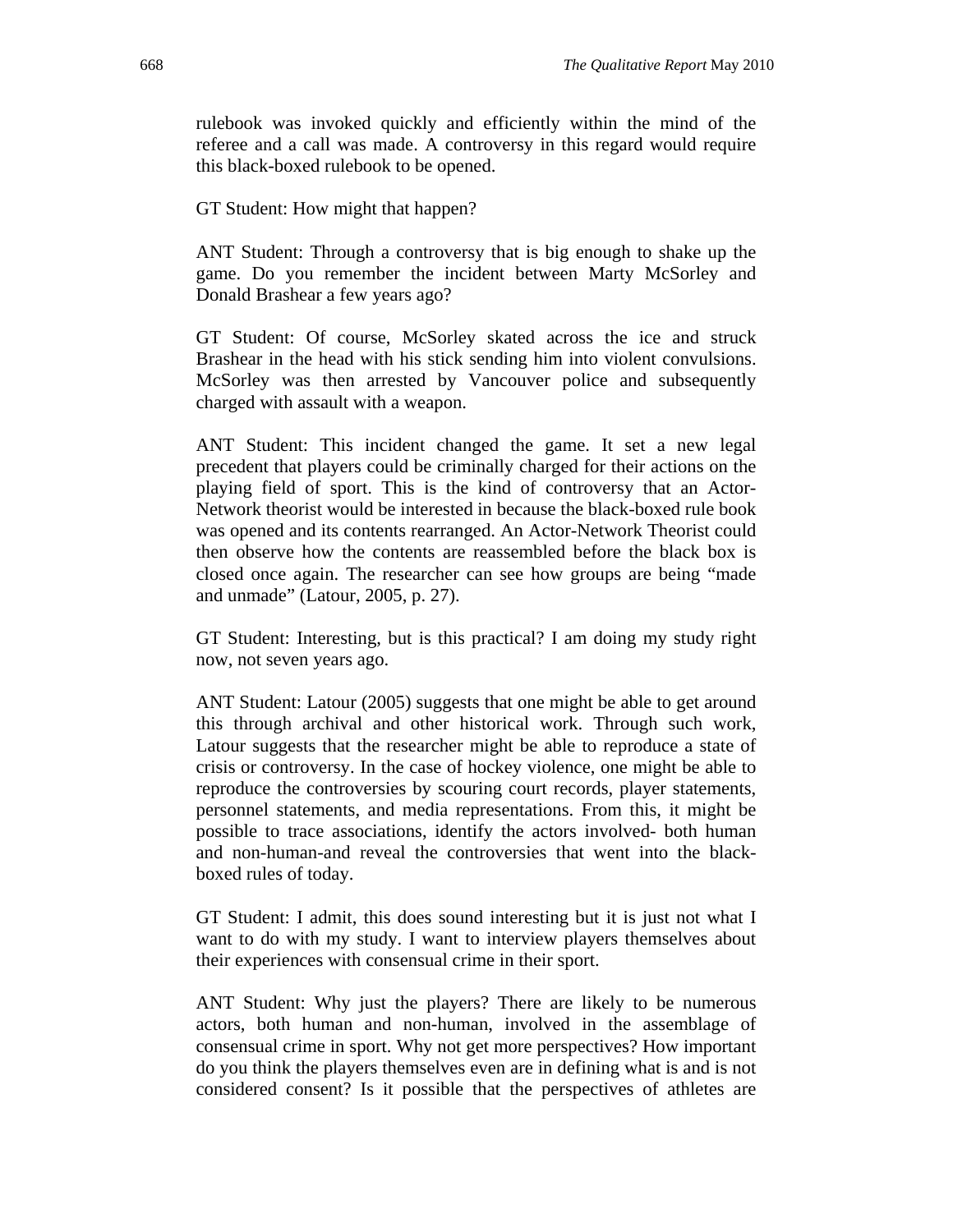rulebook was invoked quickly and efficiently within the mind of the referee and a call was made. A controversy in this regard would require this black-boxed rulebook to be opened.

GT Student: How might that happen?

ANT Student: Through a controversy that is big enough to shake up the game. Do you remember the incident between Marty McSorley and Donald Brashear a few years ago?

GT Student: Of course, McSorley skated across the ice and struck Brashear in the head with his stick sending him into violent convulsions. McSorley was then arrested by Vancouver police and subsequently charged with assault with a weapon.

ANT Student: This incident changed the game. It set a new legal precedent that players could be criminally charged for their actions on the playing field of sport. This is the kind of controversy that an Actor-Network theorist would be interested in because the black-boxed rule book was opened and its contents rearranged. An Actor-Network Theorist could then observe how the contents are reassembled before the black box is closed once again. The researcher can see how groups are being "made and unmade" (Latour, 2005, p. 27).

GT Student: Interesting, but is this practical? I am doing my study right now, not seven years ago.

ANT Student: Latour (2005) suggests that one might be able to get around this through archival and other historical work. Through such work, Latour suggests that the researcher might be able to reproduce a state of crisis or controversy. In the case of hockey violence, one might be able to reproduce the controversies by scouring court records, player statements, personnel statements, and media representations. From this, it might be possible to trace associations, identify the actors involved- both human and non-human-and reveal the controversies that went into the black-boxed rules of today.

GT Student: I admit, this does sound interesting but it is just not what I want to do with my study. I want to interview players themselves about their experiences with consensual crime in their sport.

ANT Student: Why just the players? There are likely to be numerous actors, both human and non-human, involved in the assemblage of consensual crime in sport. Why not get more perspectives? How important do you think the players themselves even are in defining what is and is not considered consent? Is it possible that the perspectives of athletes are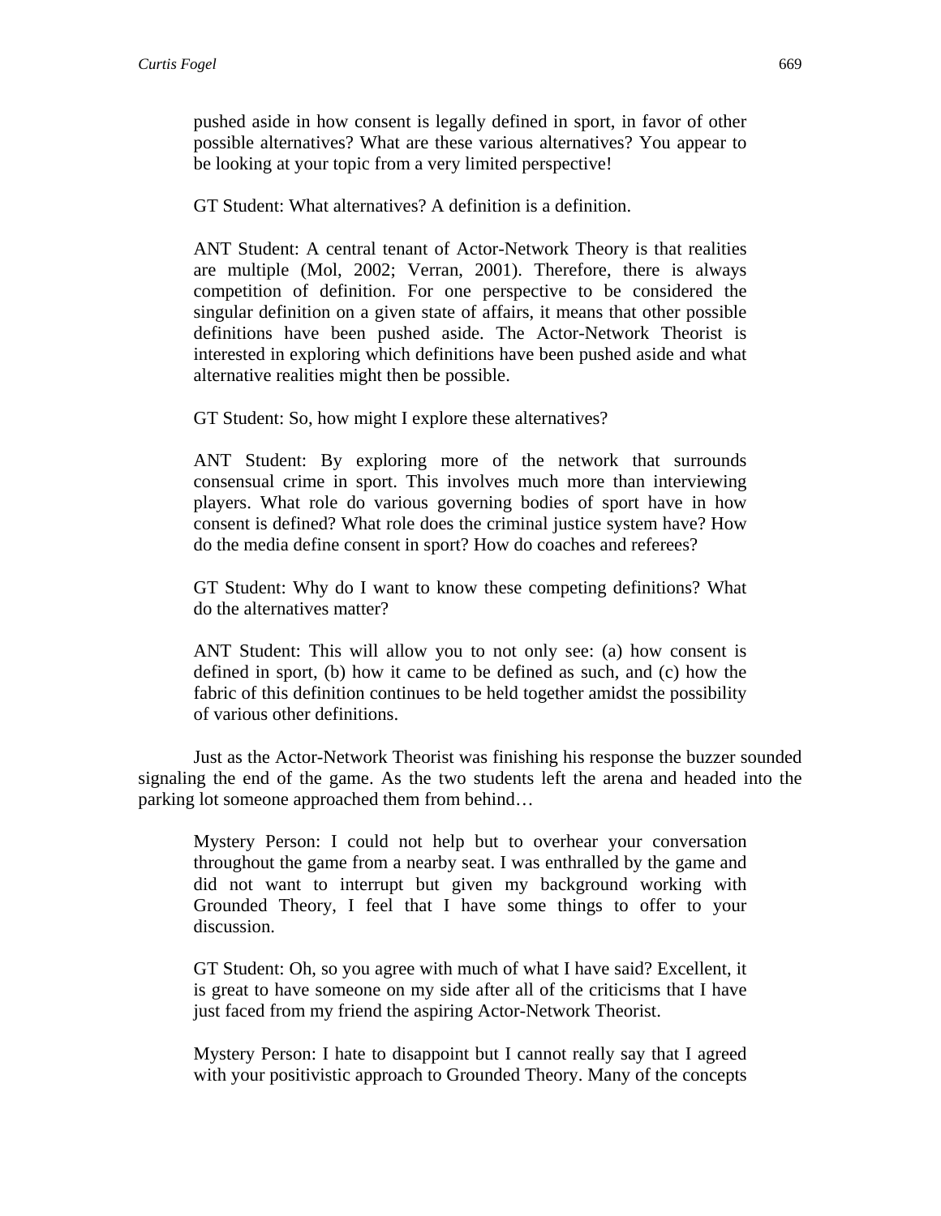pushed aside in how consent is legally defined in sport, in favor of other possible alternatives? What are these various alternatives? You appear to be looking at your topic from a very limited perspective!

GT Student: What alternatives? A definition is a definition.

ANT Student: A central tenant of Actor-Network Theory is that realities are multiple (Mol, 2002; Verran, 2001). Therefore, there is always competition of definition. For one perspective to be considered the singular definition on a given state of affairs, it means that other possible definitions have been pushed aside. The Actor-Network Theorist is interested in exploring which definitions have been pushed aside and what alternative realities might then be possible.

GT Student: So, how might I explore these alternatives?

ANT Student: By exploring more of the network that surrounds consensual crime in sport. This involves much more than interviewing players. What role do various governing bodies of sport have in how consent is defined? What role does the criminal justice system have? How do the media define consent in sport? How do coaches and referees?

GT Student: Why do I want to know these competing definitions? What do the alternatives matter?

ANT Student: This will allow you to not only see: (a) how consent is defined in sport, (b) how it came to be defined as such, and (c) how the fabric of this definition continues to be held together amidst the possibility of various other definitions.

Just as the Actor-Network Theorist was finishing his response the buzzer sounded signaling the end of the game. As the two students left the arena and headed into the parking lot someone approached them from behind…

Mystery Person: I could not help but to overhear your conversation throughout the game from a nearby seat. I was enthralled by the game and did not want to interrupt but given my background working with Grounded Theory, I feel that I have some things to offer to your discussion.

GT Student: Oh, so you agree with much of what I have said? Excellent, it is great to have someone on my side after all of the criticisms that I have just faced from my friend the aspiring Actor-Network Theorist.

Mystery Person: I hate to disappoint but I cannot really say that I agreed with your positivistic approach to Grounded Theory. Many of the concepts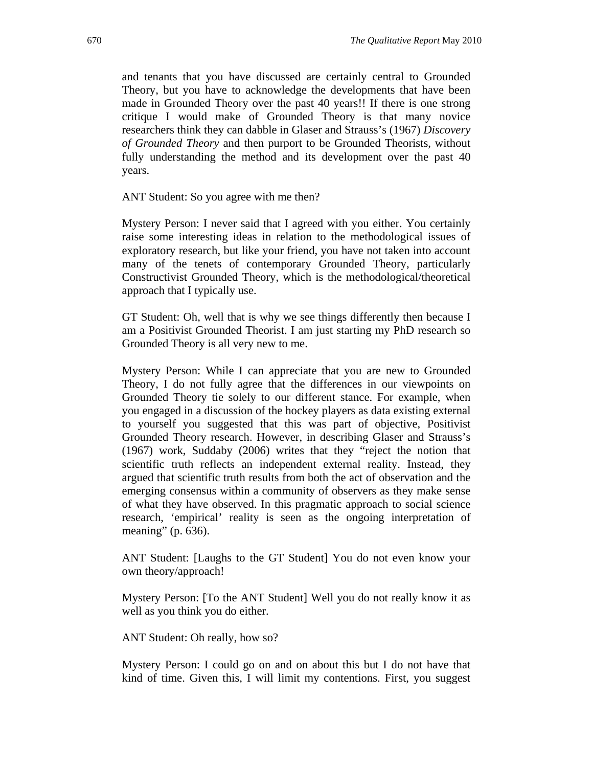and tenants that you have discussed are certainly central to Grounded Theory, but you have to acknowledge the developments that have been made in Grounded Theory over the past 40 years!! If there is one strong critique I would make of Grounded Theory is that many novice researchers think they can dabble in Glaser and Strauss's (1967) *Discovery of Grounded Theory* and then purport to be Grounded Theorists, without fully understanding the method and its development over the past 40 years.

ANT Student: So you agree with me then?

Mystery Person: I never said that I agreed with you either. You certainly raise some interesting ideas in relation to the methodological issues of exploratory research, but like your friend, you have not taken into account many of the tenets of contemporary Grounded Theory, particularly Constructivist Grounded Theory, which is the methodological/theoretical approach that I typically use.

GT Student: Oh, well that is why we see things differently then because I am a Positivist Grounded Theorist. I am just starting my PhD research so Grounded Theory is all very new to me.

Mystery Person: While I can appreciate that you are new to Grounded Theory, I do not fully agree that the differences in our viewpoints on Grounded Theory tie solely to our different stance. For example, when you engaged in a discussion of the hockey players as data existing external to yourself you suggested that this was part of objective, Positivist Grounded Theory research. However, in describing Glaser and Strauss's (1967) work, Suddaby (2006) writes that they "reject the notion that scientific truth reflects an independent external reality. Instead, they argued that scientific truth results from both the act of observation and the emerging consensus within a community of observers as they make sense of what they have observed. In this pragmatic approach to social science research, 'empirical' reality is seen as the ongoing interpretation of meaning" (p. 636).

ANT Student: [Laughs to the GT Student] You do not even know your own theory/approach!

Mystery Person: [To the ANT Student] Well you do not really know it as well as you think you do either.

ANT Student: Oh really, how so?

Mystery Person: I could go on and on about this but I do not have that kind of time. Given this, I will limit my contentions. First, you suggest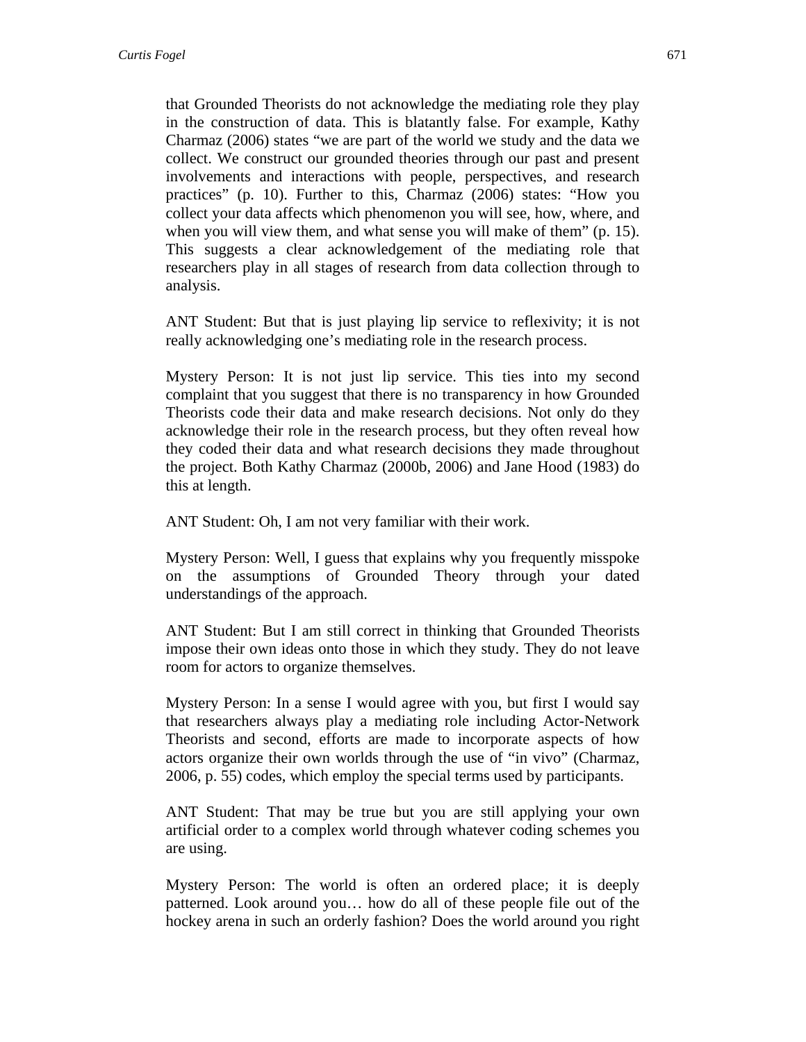that Grounded Theorists do not acknowledge the mediating role they play in the construction of data. This is blatantly false. For example, Kathy Charmaz (2006) states "we are part of the world we study and the data we collect. We construct our grounded theories through our past and present involvements and interactions with people, perspectives, and research practices" (p. 10). Further to this, Charmaz (2006) states: "How you collect your data affects which phenomenon you will see, how, where, and when you will view them, and what sense you will make of them" (p. 15). This suggests a clear acknowledgement of the mediating role that researchers play in all stages of research from data collection through to analysis.

ANT Student: But that is just playing lip service to reflexivity; it is not really acknowledging one's mediating role in the research process.

Mystery Person: It is not just lip service. This ties into my second complaint that you suggest that there is no transparency in how Grounded Theorists code their data and make research decisions. Not only do they acknowledge their role in the research process, but they often reveal how they coded their data and what research decisions they made throughout the project. Both Kathy Charmaz (2000b, 2006) and Jane Hood (1983) do this at length.

ANT Student: Oh, I am not very familiar with their work.

Mystery Person: Well, I guess that explains why you frequently misspoke on the assumptions of Grounded Theory through your dated understandings of the approach.

ANT Student: But I am still correct in thinking that Grounded Theorists impose their own ideas onto those in which they study. They do not leave room for actors to organize themselves.

Mystery Person: In a sense I would agree with you, but first I would say that researchers always play a mediating role including Actor-Network Theorists and second, efforts are made to incorporate aspects of how actors organize their own worlds through the use of "in vivo" (Charmaz, 2006, p. 55) codes, which employ the special terms used by participants.

ANT Student: That may be true but you are still applying your own artificial order to a complex world through whatever coding schemes you are using.

Mystery Person: The world is often an ordered place; it is deeply patterned. Look around you… how do all of these people file out of the hockey arena in such an orderly fashion? Does the world around you right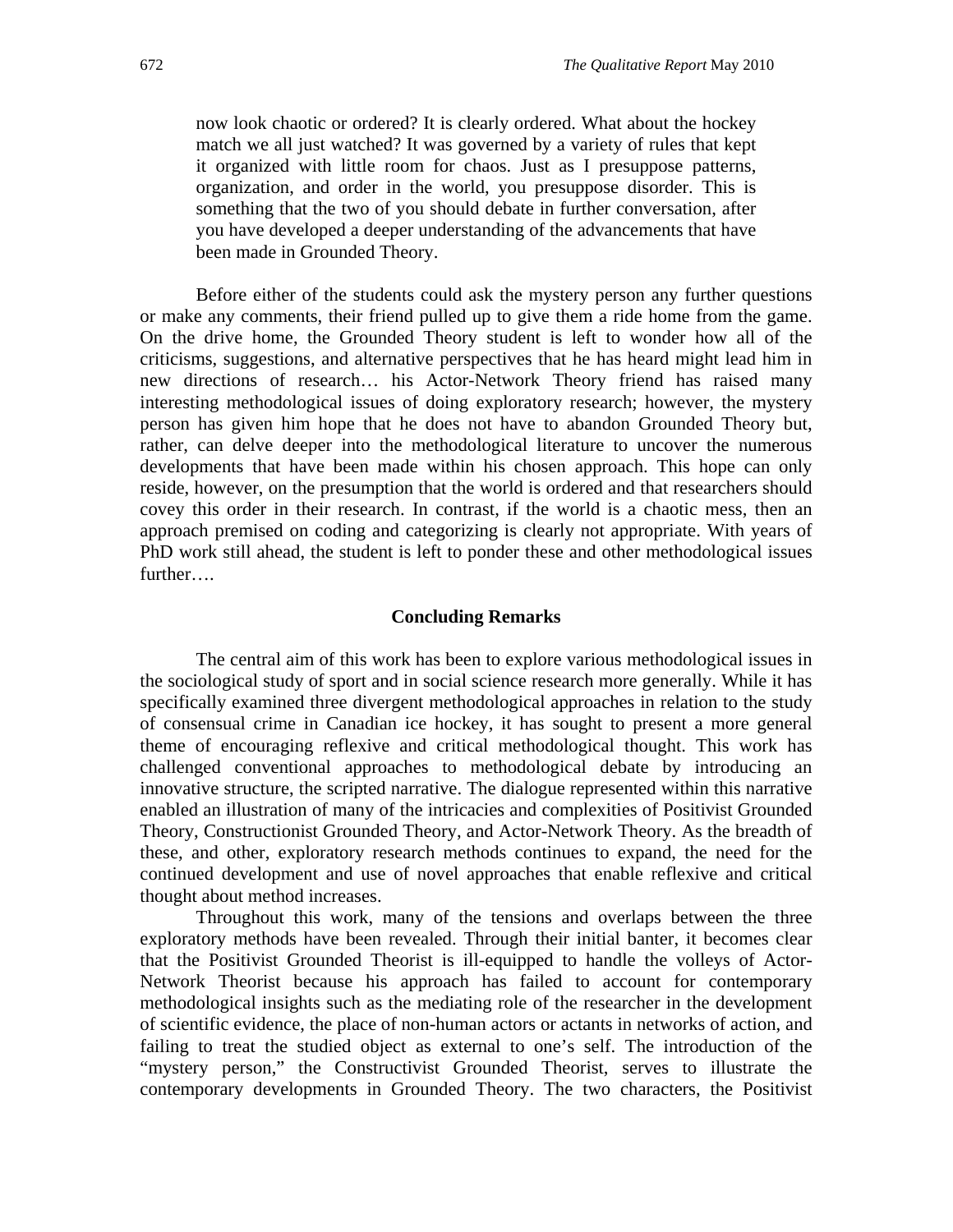now look chaotic or ordered? It is clearly ordered. What about the hockey match we all just watched? It was governed by a variety of rules that kept it organized with little room for chaos. Just as I presuppose patterns, organization, and order in the world, you presuppose disorder. This is something that the two of you should debate in further conversation, after you have developed a deeper understanding of the advancements that have been made in Grounded Theory.

Before either of the students could ask the mystery person any further questions or make any comments, their friend pulled up to give them a ride home from the game. On the drive home, the Grounded Theory student is left to wonder how all of the criticisms, suggestions, and alternative perspectives that he has heard might lead him in new directions of research… his Actor-Network Theory friend has raised many interesting methodological issues of doing exploratory research; however, the mystery person has given him hope that he does not have to abandon Grounded Theory but, rather, can delve deeper into the methodological literature to uncover the numerous developments that have been made within his chosen approach. This hope can only reside, however, on the presumption that the world is ordered and that researchers should covey this order in their research. In contrast, if the world is a chaotic mess, then an approach premised on coding and categorizing is clearly not appropriate. With years of PhD work still ahead, the student is left to ponder these and other methodological issues further….

## Concluding Remarks

The central aim of this work has been to explore various methodological issues in the sociological study of sport and in social science research more generally. While it has specifically examined three divergent methodological approaches in relation to the study of consensual crime in Canadian ice hockey, it has sought to present a more general theme of encouraging reflexive and critical methodological thought. This work has challenged conventional approaches to methodological debate by introducing an innovative structure, the scripted narrative. The dialogue represented within this narrative enabled an illustration of many of the intricacies and complexities of Positivist Grounded Theory, Constructionist Grounded Theory, and Actor-Network Theory. As the breadth of these, and other, exploratory research methods continues to expand, the need for the continued development and use of novel approaches that enable reflexive and critical thought about method increases.

Throughout this work, many of the tensions and overlaps between the three exploratory methods have been revealed. Through their initial banter, it becomes clear that the Positivist Grounded Theorist is ill-equipped to handle the volleys of Actor-Network Theorist because his approach has failed to account for contemporary methodological insights such as the mediating role of the researcher in the development of scientific evidence, the place of non-human actors or actants in networks of action, and failing to treat the studied object as external to one's self. The introduction of the "mystery person," the Constructivist Grounded Theorist, serves to illustrate the contemporary developments in Grounded Theory. The two characters, the Positivist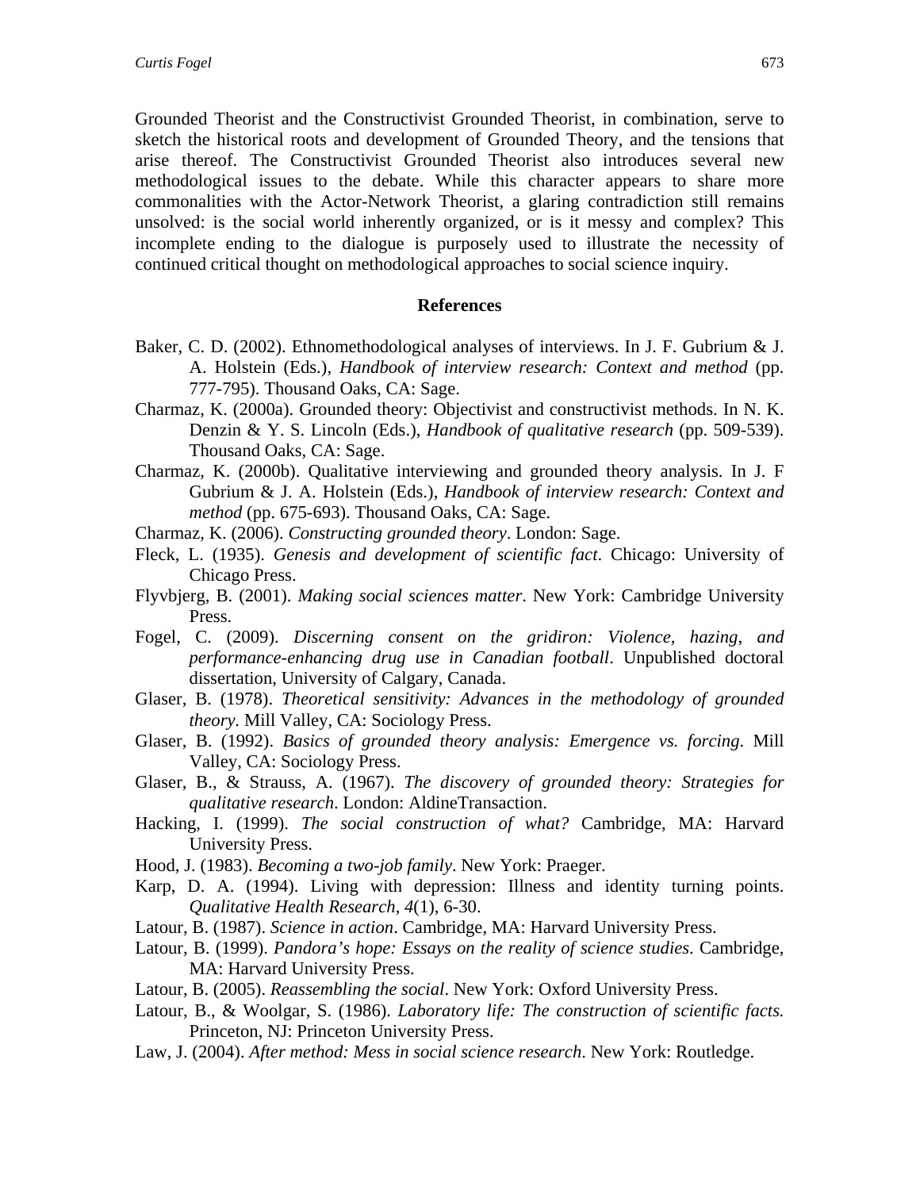Grounded Theorist and the Constructivist Grounded Theorist, in combination, serve to sketch the historical roots and development of Grounded Theory, and the tensions that arise thereof. The Constructivist Grounded Theorist also introduces several new methodological issues to the debate. While this character appears to share more commonalities with the Actor-Network Theorist, a glaring contradiction still remains unsolved: is the social world inherently organized, or is it messy and complex? This incomplete ending to the dialogue is purposely used to illustrate the necessity of continued critical thought on methodological approaches to social science inquiry.

## References

Baker, C. D. (2002). Ethnomethodological analyses of interviews. In J. F. Gubrium & J. A. Holstein (Eds.), *Handbook of interview research: Context and method* (pp. 777-795). Thousand Oaks, CA: Sage.

Charmaz, K. (2000a). Grounded theory: Objectivist and constructivist methods. In N. K. Denzin & Y. S. Lincoln (Eds.), *Handbook of qualitative research* (pp. 509-539). Thousand Oaks, CA: Sage.

Charmaz, K. (2000b). Qualitative interviewing and grounded theory analysis. In J. F Gubrium & J. A. Holstein (Eds.), *Handbook of interview research: Context and method* (pp. 675-693). Thousand Oaks, CA: Sage.

Charmaz, K. (2006). *Constructing grounded theory*. London: Sage.

Fleck, L. (1935). *Genesis and development of scientific fact*. Chicago: University of Chicago Press.

Flyvbjerg, B. (2001). *Making social sciences matter*. New York: Cambridge University Press.

Fogel, C. (2009). *Discerning consent on the gridiron: Violence, hazing, and performance-enhancing drug use in Canadian football*. Unpublished doctoral dissertation, University of Calgary, Canada.

Glaser, B. (1978). *Theoretical sensitivity: Advances in the methodology of grounded theory*. Mill Valley, CA: Sociology Press.

Glaser, B. (1992). *Basics of grounded theory analysis: Emergence vs. forcing*. Mill Valley, CA: Sociology Press.

Glaser, B., & Strauss, A. (1967). *The discovery of grounded theory: Strategies for qualitative research*. London: AldineTransaction.

Hacking, I. (1999). *The social construction of what?* Cambridge, MA: Harvard University Press.

Hood, J. (1983). *Becoming a two-job family*. New York: Praeger.

Karp, D. A. (1994). Living with depression: Illness and identity turning points. *Qualitative Health Research*, *4*(1), 6-30.

Latour, B. (1987). *Science in action*. Cambridge, MA: Harvard University Press.

Latour, B. (1999). *Pandora's hope: Essays on the reality of science studies*. Cambridge, MA: Harvard University Press.

Latour, B. (2005). *Reassembling the social*. New York: Oxford University Press.

Latour, B., & Woolgar, S. (1986). *Laboratory life: The construction of scientific facts.* Princeton, NJ: Princeton University Press.

Law, J. (2004). *After method: Mess in social science research*. New York: Routledge.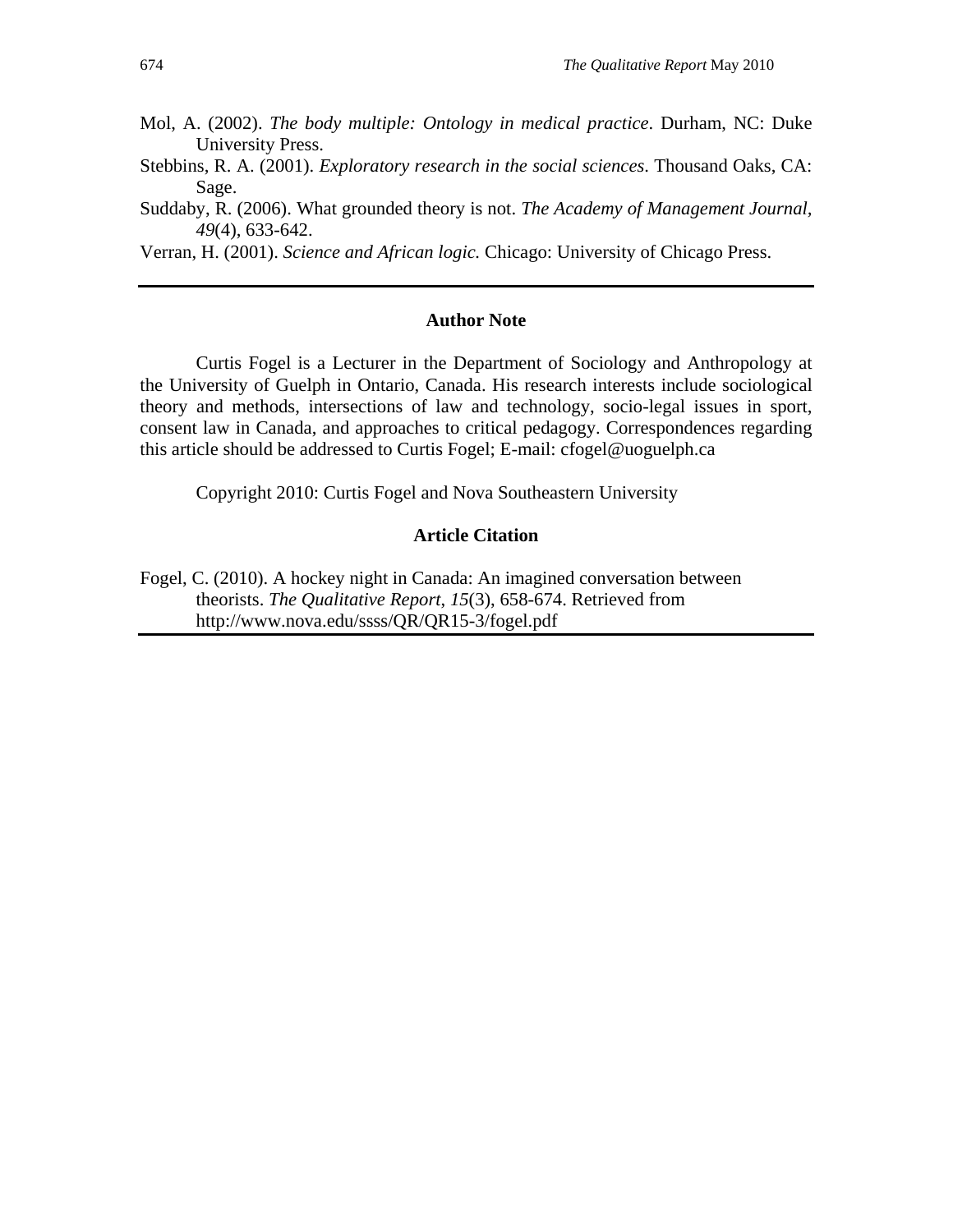Mol, A. (2002). *The body multiple: Ontology in medical practice*. Durham, NC: Duke University Press.

Stebbins, R. A. (2001). *Exploratory research in the social sciences*. Thousand Oaks, CA: Sage.

Suddaby, R. (2006). What grounded theory is not. *The Academy of Management Journal*, *49*(4), 633-642.

Verran, H. (2001). *Science and African logic.* Chicago: University of Chicago Press.

---

## Author Note

Curtis Fogel is a Lecturer in the Department of Sociology and Anthropology at the University of Guelph in Ontario, Canada. His research interests include sociological theory and methods, intersections of law and technology, socio-legal issues in sport, consent law in Canada, and approaches to critical pedagogy. Correspondences regarding this article should be addressed to Curtis Fogel; E-mail: cfogel@uoguelph.ca

Copyright 2010: Curtis Fogel and Nova Southeastern University

## Article Citation

Fogel, C. (2010). A hockey night in Canada: An imagined conversation between theorists. *The Qualitative Report*, *15*(3), 658-674. Retrieved from http://www.nova.edu/ssss/QR/QR15-3/fogel.pdf

---